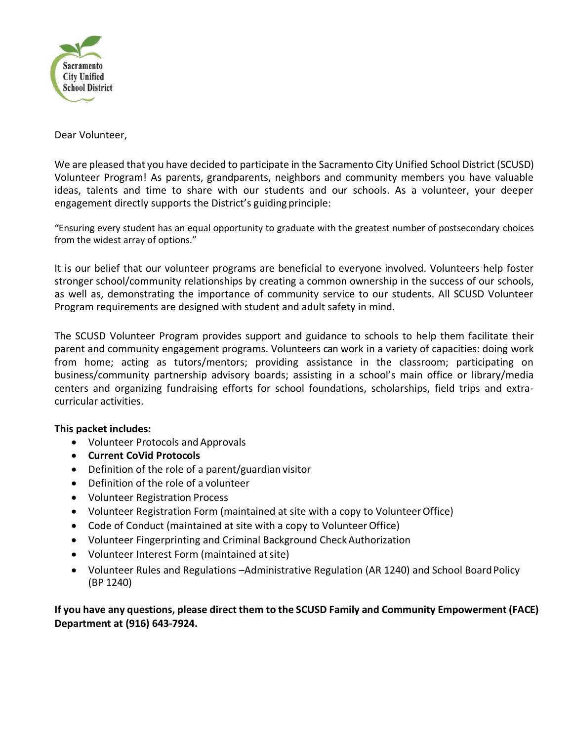Sacramento City Unified School District

Dear Volunteer,

We are pleased that you have decided to participate in the Sacramento City Unified School District (SCUSD) Volunteer Program! As parents, grandparents, neighbors and community members you have valuable ideas, talents and time to share with our students and our schools. As a volunteer, your deeper engagement directly supports the District's guiding principle:

"Ensuring every student has an equal opportunity to graduate with the greatest number of postsecondary choices from the widest array of options."

It is our belief that our volunteer programs are beneficial to everyone involved. Volunteers help foster stronger school/community relationships by creating a common ownership in the success of our schools, as well as, demonstrating the importance of community service to our students. All SCUSD Volunteer Program requirements are designed with student and adult safety in mind.

The SCUSD Volunteer Program provides support and guidance to schools to help them facilitate their parent and community engagement programs. Volunteers can work in a variety of capacities: doing work from home; acting as tutors/mentors; providing assistance in the classroom; participating on business/community partnership advisory boards; assisting in a school's main office or library/media centers and organizing fundraising efforts for school foundations, scholarships, field trips and extra-curricular activities.

**This packet includes:**

- Volunteer Protocols and Approvals
- **Current CoVid Protocols**
- Definition of the role of a parent/guardian visitor
- Definition of the role of a volunteer
- Volunteer Registration Process
- Volunteer Registration Form (maintained at site with a copy to Volunteer Office)
- Code of Conduct (maintained at site with a copy to Volunteer Office)
- Volunteer Fingerprinting and Criminal Background Check Authorization
- Volunteer Interest Form (maintained at site)
- Volunteer Rules and Regulations –Administrative Regulation (AR 1240) and School Board Policy (BP 1240)

**If you have any questions, please direct them to the SCUSD Family and Community Empowerment (FACE) Department at (916) 643-7924.**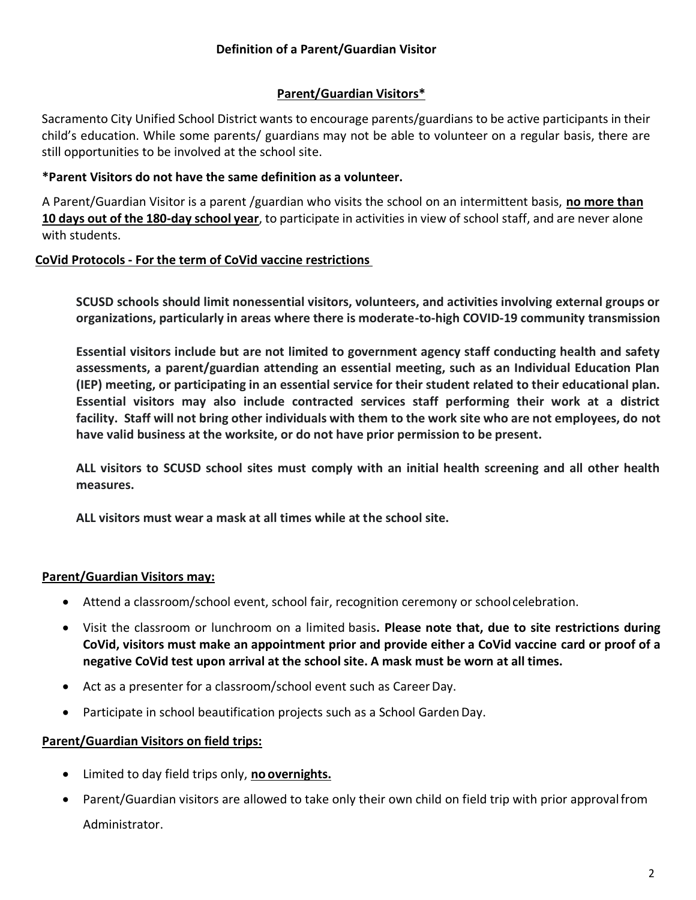## Definition of a Parent/Guardian Visitor

### Parent/Guardian Visitors*

Sacramento City Unified School District wants to encourage parents/guardians to be active participants in their child's education. While some parents/ guardians may not be able to volunteer on a regular basis, there are still opportunities to be involved at the school site.

**\*Parent Visitors do not have the same definition as a volunteer.**

A Parent/Guardian Visitor is a parent /guardian who visits the school on an intermittent basis, **no more than 10 days out of the 180-day school year**, to participate in activities in view of school staff, and are never alone with students.

**CoVid Protocols - For the term of CoVid vaccine restrictions**

**SCUSD schools should limit nonessential visitors, volunteers, and activities involving external groups or organizations, particularly in areas where there is moderate-to-high COVID-19 community transmission**

**Essential visitors include but are not limited to government agency staff conducting health and safety assessments, a parent/guardian attending an essential meeting, such as an Individual Education Plan (IEP) meeting, or participating in an essential service for their student related to their educational plan. Essential visitors may also include contracted services staff performing their work at a district facility. Staff will not bring other individuals with them to the work site who are not employees, do not have valid business at the worksite, or do not have prior permission to be present.**

**ALL visitors to SCUSD school sites must comply with an initial health screening and all other health measures.**

**ALL visitors must wear a mask at all times while at the school site.**

**Parent/Guardian Visitors may:**

- Attend a classroom/school event, school fair, recognition ceremony or school celebration.
- Visit the classroom or lunchroom on a limited basis**. Please note that, due to site restrictions during CoVid, visitors must make an appointment prior and provide either a CoVid vaccine card or proof of a negative CoVid test upon arrival at the school site. A mask must be worn at all times.**
- Act as a presenter for a classroom/school event such as Career Day.
- Participate in school beautification projects such as a School Garden Day.

**Parent/Guardian Visitors on field trips:**

- Limited to day field trips only, **no overnights.**
- Parent/Guardian visitors are allowed to take only their own child on field trip with prior approval from Administrator.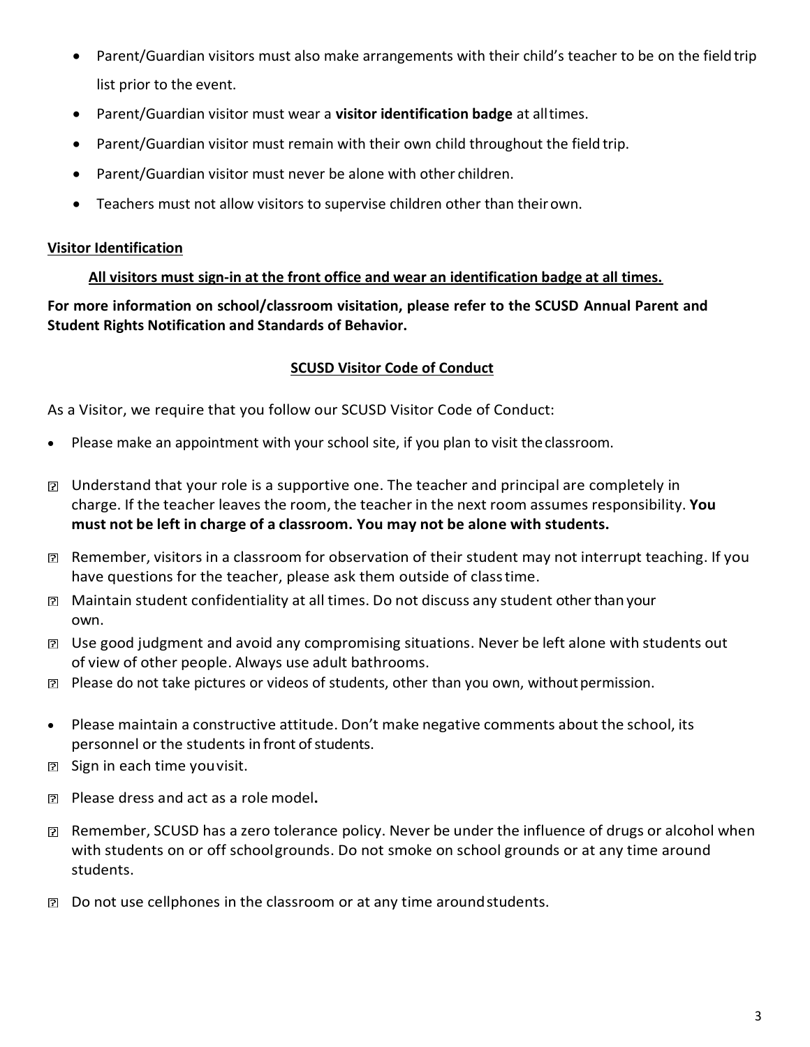- Parent/Guardian visitors must also make arrangements with their child's teacher to be on the field trip list prior to the event.
- Parent/Guardian visitor must wear a **visitor identification badge** at all times.
- Parent/Guardian visitor must remain with their own child throughout the field trip.
- Parent/Guardian visitor must never be alone with other children.
- Teachers must not allow visitors to supervise children other than their own.

**Visitor Identification**

**All visitors must sign-in at the front office and wear an identification badge at all times.**

**For more information on school/classroom visitation, please refer to the SCUSD Annual Parent and Student Rights Notification and Standards of Behavior.**

**SCUSD Visitor Code of Conduct**

As a Visitor, we require that you follow our SCUSD Visitor Code of Conduct:

- Please make an appointment with your school site, if you plan to visit the classroom.
- Understand that your role is a supportive one. The teacher and principal are completely in charge. If the teacher leaves the room, the teacher in the next room assumes responsibility. **You must not be left in charge of a classroom. You may not be alone with students.**
- Remember, visitors in a classroom for observation of their student may not interrupt teaching. If you have questions for the teacher, please ask them outside of class time.
- Maintain student confidentiality at all times. Do not discuss any student other than your own.
- Use good judgment and avoid any compromising situations. Never be left alone with students out of view of other people. Always use adult bathrooms.
- Please do not take pictures or videos of students, other than you own, without permission.
- Please maintain a constructive attitude. Don't make negative comments about the school, its personnel or the students in front of students.
- Sign in each time you visit.
- Please dress and act as a role model**.**
- Remember, SCUSD has a zero tolerance policy. Never be under the influence of drugs or alcohol when with students on or off school grounds. Do not smoke on school grounds or at any time around students.
- Do not use cellphones in the classroom or at any time around students.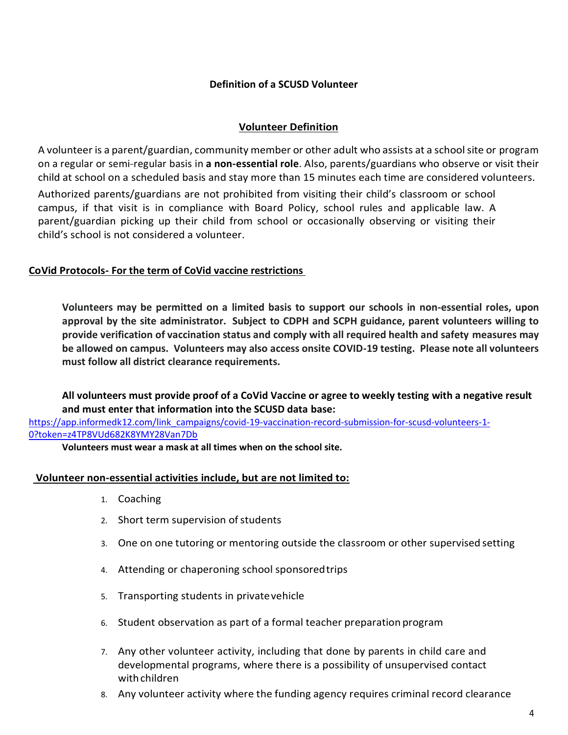## Definition of a SCUSD Volunteer

### Volunteer Definition

A volunteer is a parent/guardian, community member or other adult who assists at a school site or program on a regular or semi-regular basis in **a non-essential role**. Also, parents/guardians who observe or visit their child at school on a scheduled basis and stay more than 15 minutes each time are considered volunteers.

Authorized parents/guardians are not prohibited from visiting their child's classroom or school campus, if that visit is in compliance with Board Policy, school rules and applicable law. A parent/guardian picking up their child from school or occasionally observing or visiting their child's school is not considered a volunteer.

### CoVid Protocols- For the term of CoVid vaccine restrictions

**Volunteers may be permitted on a limited basis to support our schools in non-essential roles, upon approval by the site administrator. Subject to CDPH and SCPH guidance, parent volunteers willing to provide verification of vaccination status and comply with all required health and safety measures may be allowed on campus. Volunteers may also access onsite COVID-19 testing. Please note all volunteers must follow all district clearance requirements.**

**All volunteers must provide proof of a CoVid Vaccine or agree to weekly testing with a negative result and must enter that information into the SCUSD data base:**
https://app.informedk12.com/link_campaigns/covid-19-vaccination-record-submission-for-scusd-volunteers-1-0?token=z4TP8VUd682K8YMY28Van7Db

**Volunteers must wear a mask at all times when on the school site.**

### Volunteer non-essential activities include, but are not limited to:

1. Coaching
2. Short term supervision of students
3. One on one tutoring or mentoring outside the classroom or other supervised setting
4. Attending or chaperoning school sponsored trips
5. Transporting students in private vehicle
6. Student observation as part of a formal teacher preparation program
7. Any other volunteer activity, including that done by parents in child care and developmental programs, where there is a possibility of unsupervised contact with children
8. Any volunteer activity where the funding agency requires criminal record clearance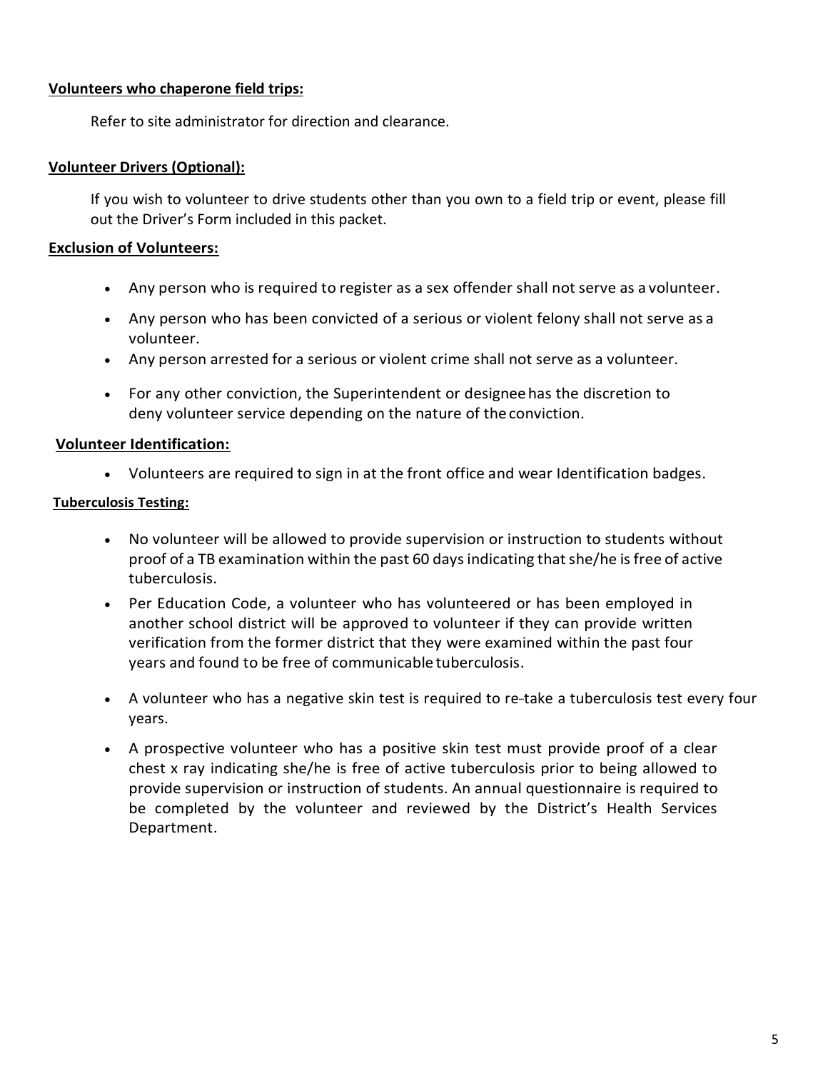**Volunteers who chaperone field trips:**

Refer to site administrator for direction and clearance.

**Volunteer Drivers (Optional):**

If you wish to volunteer to drive students other than you own to a field trip or event, please fill out the Driver's Form included in this packet.

**Exclusion of Volunteers:**

- Any person who is required to register as a sex offender shall not serve as a volunteer.
- Any person who has been convicted of a serious or violent felony shall not serve as a volunteer.
- Any person arrested for a serious or violent crime shall not serve as a volunteer.
- For any other conviction, the Superintendent or designee has the discretion to deny volunteer service depending on the nature of the conviction.

**Volunteer Identification:**

- Volunteers are required to sign in at the front office and wear Identification badges.

**Tuberculosis Testing:**

- No volunteer will be allowed to provide supervision or instruction to students without proof of a TB examination within the past 60 days indicating that she/he is free of active tuberculosis.
- Per Education Code, a volunteer who has volunteered or has been employed in another school district will be approved to volunteer if they can provide written verification from the former district that they were examined within the past four years and found to be free of communicable tuberculosis.
- A volunteer who has a negative skin test is required to re-take a tuberculosis test every four years.
- A prospective volunteer who has a positive skin test must provide proof of a clear chest x ray indicating she/he is free of active tuberculosis prior to being allowed to provide supervision or instruction of students. An annual questionnaire is required to be completed by the volunteer and reviewed by the District's Health Services Department.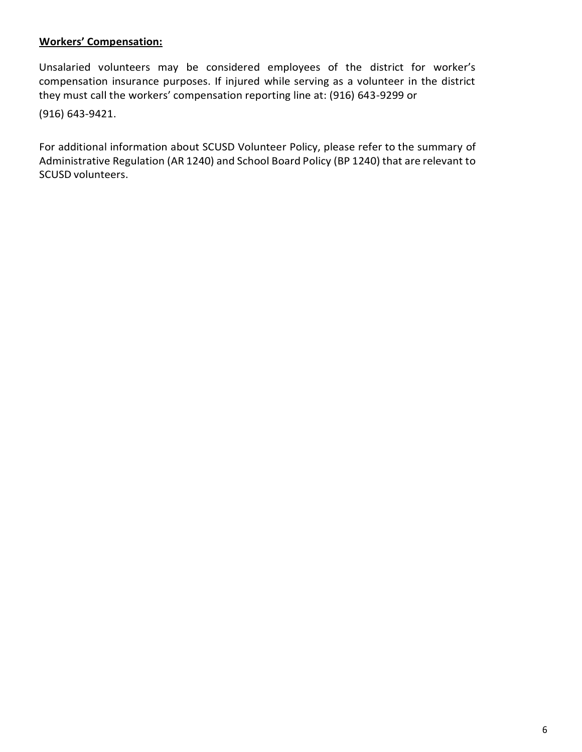**Workers' Compensation:**

Unsalaried volunteers may be considered employees of the district for worker's compensation insurance purposes. If injured while serving as a volunteer in the district they must call the workers' compensation reporting line at: (916) 643-9299 or (916) 643-9421.

For additional information about SCUSD Volunteer Policy, please refer to the summary of Administrative Regulation (AR 1240) and School Board Policy (BP 1240) that are relevant to SCUSD volunteers.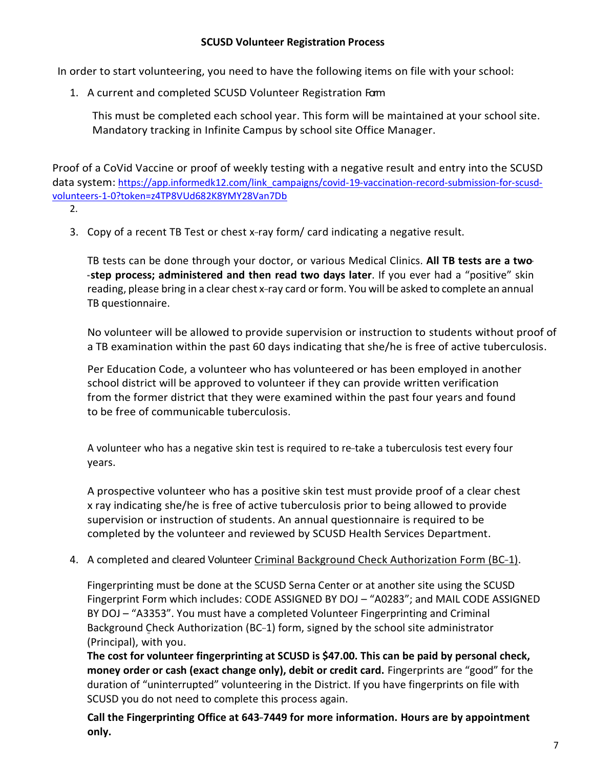**SCUSD Volunteer Registration Process**

In order to start volunteering, you need to have the following items on file with your school:

1. A current and completed SCUSD Volunteer Registration Form

   This must be completed each school year. This form will be maintained at your school site. Mandatory tracking in Infinite Campus by school site Office Manager.

Proof of a CoVid Vaccine or proof of weekly testing with a negative result and entry into the SCUSD data system: https://app.informedk12.com/link_campaigns/covid-19-vaccination-record-submission-for-scusd-volunteers-1-0?token=z4TP8VUd682K8YMY28Van7Db

2.

3. Copy of a recent TB Test or chest x-ray form/ card indicating a negative result.

   TB tests can be done through your doctor, or various Medical Clinics. **All TB tests are a two-step process; administered and then read two days later**. If you ever had a "positive" skin reading, please bring in a clear chest x-ray card or form. You will be asked to complete an annual TB questionnaire.

   No volunteer will be allowed to provide supervision or instruction to students without proof of a TB examination within the past 60 days indicating that she/he is free of active tuberculosis.

   Per Education Code, a volunteer who has volunteered or has been employed in another school district will be approved to volunteer if they can provide written verification from the former district that they were examined within the past four years and found to be free of communicable tuberculosis.

   A volunteer who has a negative skin test is required to re-take a tuberculosis test every four years.

   A prospective volunteer who has a positive skin test must provide proof of a clear chest x ray indicating she/he is free of active tuberculosis prior to being allowed to provide supervision or instruction of students. An annual questionnaire is required to be completed by the volunteer and reviewed by SCUSD Health Services Department.

4. A completed and cleared Volunteer Criminal Background Check Authorization Form (BC-1).

   Fingerprinting must be done at the SCUSD Serna Center or at another site using the SCUSD Fingerprint Form which includes: CODE ASSIGNED BY DOJ – "A0283"; and MAIL CODE ASSIGNED BY DOJ – "A3353". You must have a completed Volunteer Fingerprinting and Criminal Background Check Authorization (BC-1) form, signed by the school site administrator (Principal), with you.
   **The cost for volunteer fingerprinting at SCUSD is $47.00. This can be paid by personal check, money order or cash (exact change only), debit or credit card.** Fingerprints are "good" for the duration of "uninterrupted" volunteering in the District. If you have fingerprints on file with SCUSD you do not need to complete this process again.

   **Call the Fingerprinting Office at 643-7449 for more information. Hours are by appointment only.**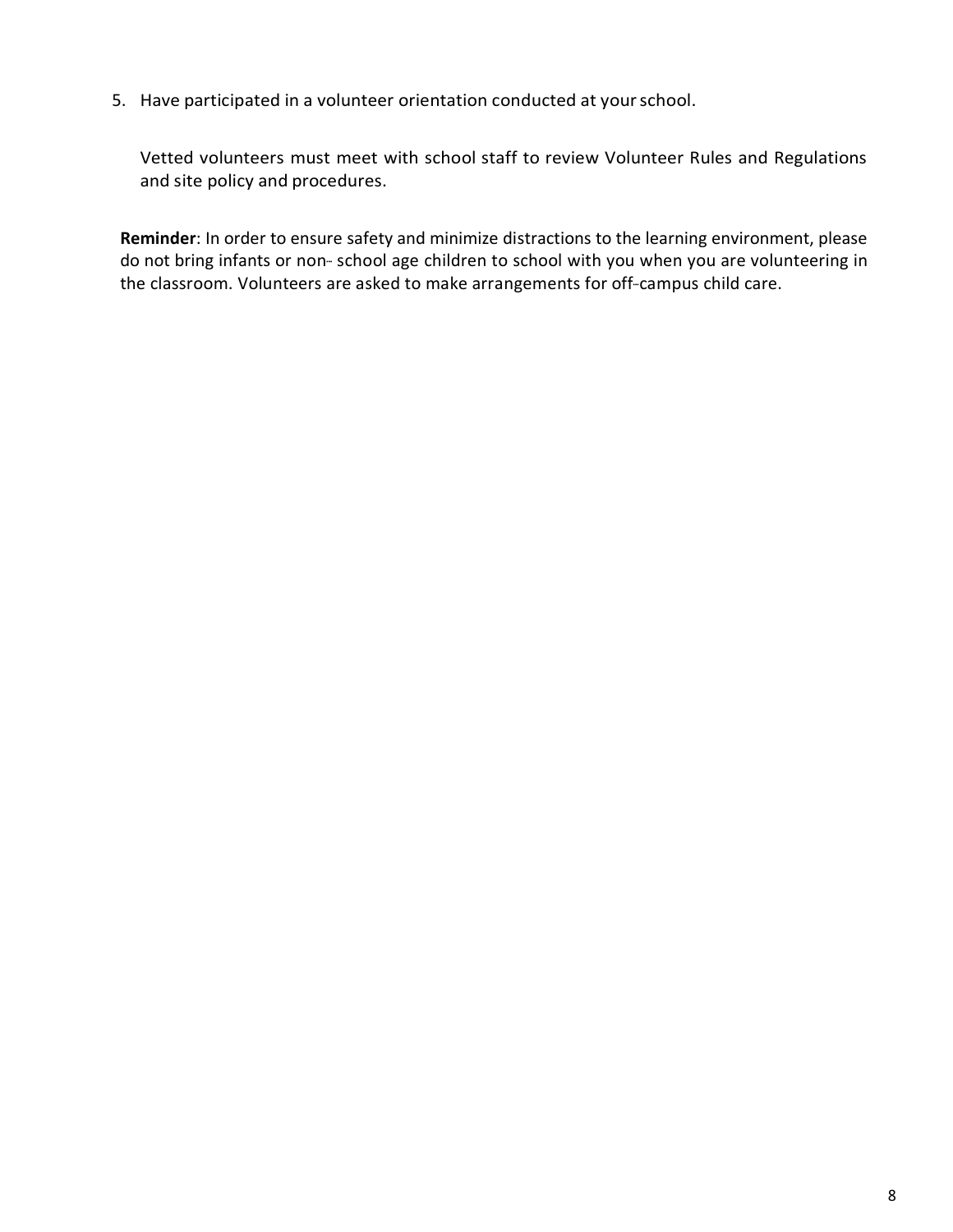5. Have participated in a volunteer orientation conducted at your school.

   Vetted volunteers must meet with school staff to review Volunteer Rules and Regulations and site policy and procedures.

**Reminder**: In order to ensure safety and minimize distractions to the learning environment, please do not bring infants or non-school age children to school with you when you are volunteering in the classroom. Volunteers are asked to make arrangements for off-campus child care.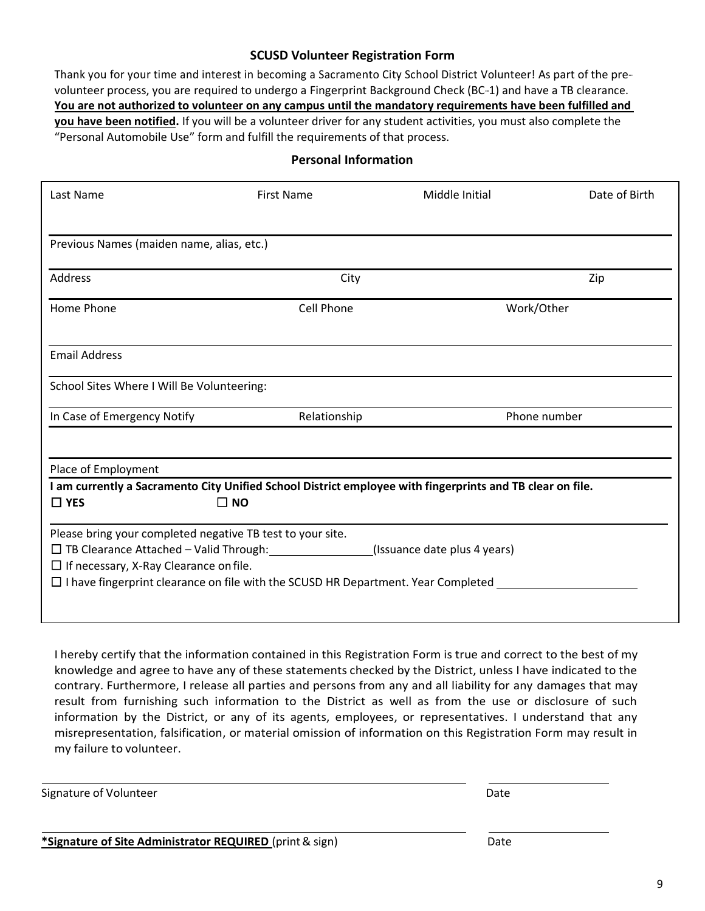## SCUSD Volunteer Registration Form

Thank you for your time and interest in becoming a Sacramento City School District Volunteer! As part of the pre-volunteer process, you are required to undergo a Fingerprint Background Check (BC-1) and have a TB clearance. **You are not authorized to volunteer on any campus until the mandatory requirements have been fulfilled and you have been notified.** If you will be a volunteer driver for any student activities, you must also complete the "Personal Automobile Use" form and fulfill the requirements of that process.

### Personal Information

| Last Name | First Name | Middle Initial | Date of Birth |
|---|---|---|---|
| | | | |

Previous Names (maiden name, alias, etc.)

| Address | City | Zip |
|---|---|---|
| | | |

| Home Phone | Cell Phone | Work/Other |
|---|---|---|
| | | |

Email Address

School Sites Where I Will Be Volunteering:

| In Case of Emergency Notify | Relationship | Phone number |
|---|---|---|
| | | |

Place of Employment

**I am currently a Sacramento City Unified School District employee with fingerprints and TB clear on file.**

☐ **YES** ☐ **NO**

Please bring your completed negative TB test to your site.

☐ TB Clearance Attached – Valid Through: ________________ (Issuance date plus 4 years)

☐ If necessary, X-Ray Clearance on file.

☐ I have fingerprint clearance on file with the SCUSD HR Department. Year Completed ____________________

I hereby certify that the information contained in this Registration Form is true and correct to the best of my knowledge and agree to have any of these statements checked by the District, unless I have indicated to the contrary. Furthermore, I release all parties and persons from any and all liability for any damages that may result from furnishing such information to the District as well as from the use or disclosure of such information by the District, or any of its agents, employees, or representatives. I understand that any misrepresentation, falsification, or material omission of information on this Registration Form may result in my failure to volunteer.

______________________________________ ____________________

Signature of Volunteer Date

______________________________________ ____________________

**\*Signature of Site Administrator REQUIRED** (print & sign) Date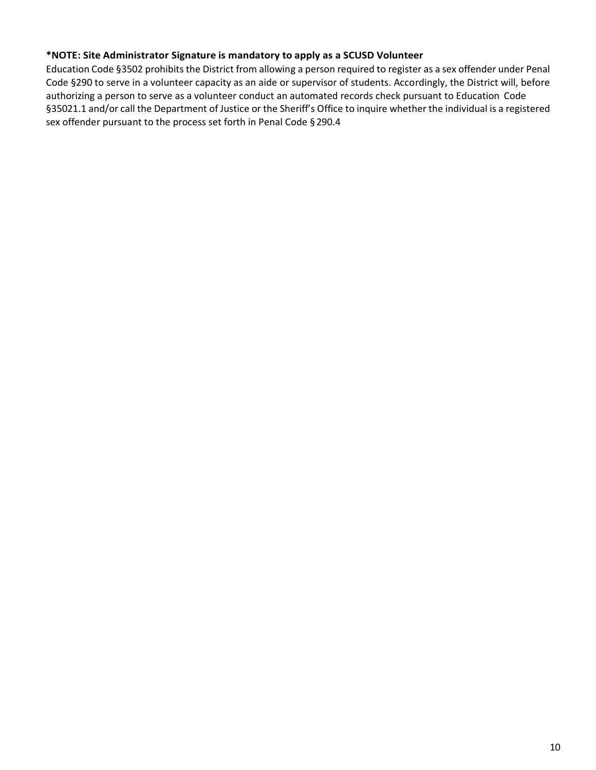**\*NOTE: Site Administrator Signature is mandatory to apply as a SCUSD Volunteer**

Education Code §3502 prohibits the District from allowing a person required to register as a sex offender under Penal Code §290 to serve in a volunteer capacity as an aide or supervisor of students. Accordingly, the District will, before authorizing a person to serve as a volunteer conduct an automated records check pursuant to Education Code §35021.1 and/or call the Department of Justice or the Sheriff's Office to inquire whether the individual is a registered sex offender pursuant to the process set forth in Penal Code § 290.4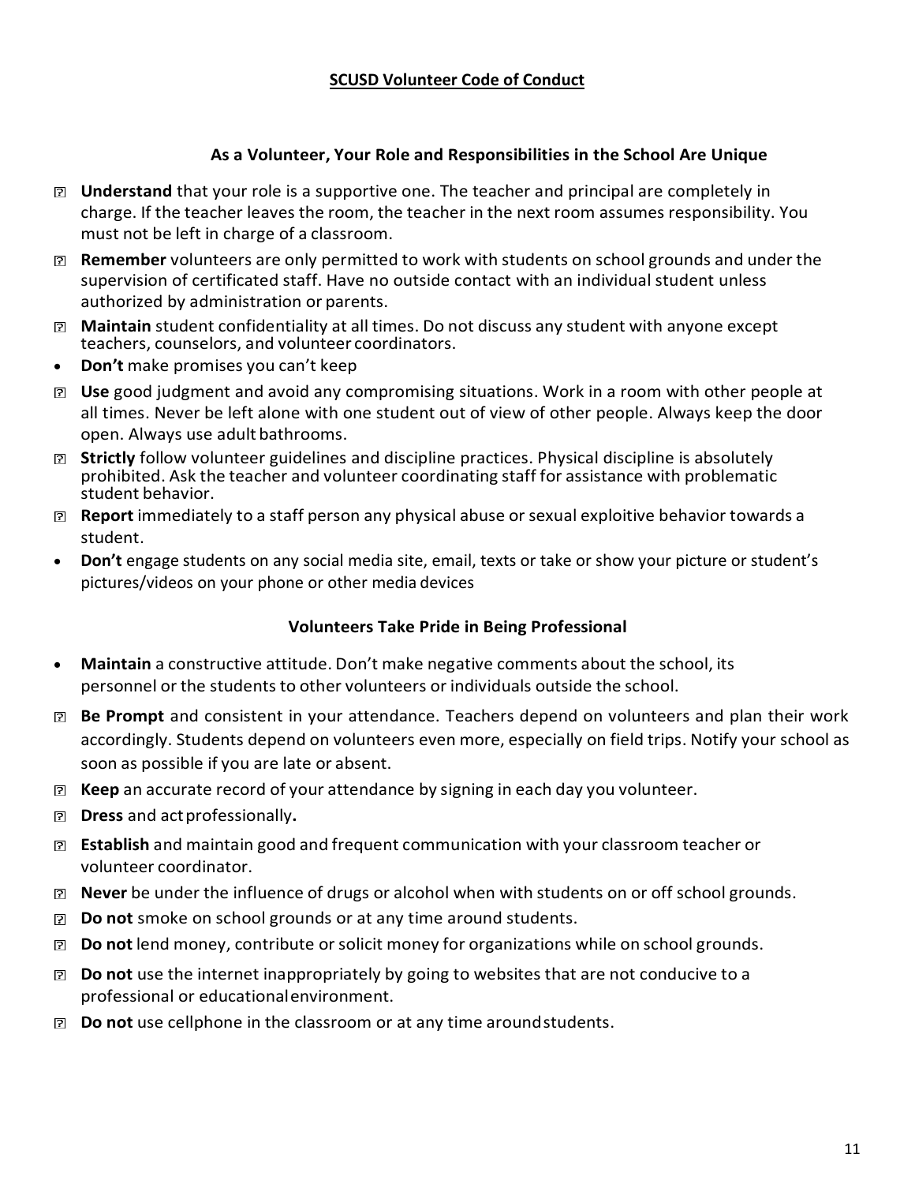## SCUSD Volunteer Code of Conduct

### As a Volunteer, Your Role and Responsibilities in the School Are Unique

- **Understand** that your role is a supportive one. The teacher and principal are completely in charge. If the teacher leaves the room, the teacher in the next room assumes responsibility. You must not be left in charge of a classroom.
- **Remember** volunteers are only permitted to work with students on school grounds and under the supervision of certificated staff. Have no outside contact with an individual student unless authorized by administration or parents.
- **Maintain** student confidentiality at all times. Do not discuss any student with anyone except teachers, counselors, and volunteer coordinators.
- **Don't** make promises you can't keep
- **Use** good judgment and avoid any compromising situations. Work in a room with other people at all times. Never be left alone with one student out of view of other people. Always keep the door open. Always use adult bathrooms.
- **Strictly** follow volunteer guidelines and discipline practices. Physical discipline is absolutely prohibited. Ask the teacher and volunteer coordinating staff for assistance with problematic student behavior.
- **Report** immediately to a staff person any physical abuse or sexual exploitive behavior towards a student.
- **Don't** engage students on any social media site, email, texts or take or show your picture or student's pictures/videos on your phone or other media devices

### Volunteers Take Pride in Being Professional

- **Maintain** a constructive attitude. Don't make negative comments about the school, its personnel or the students to other volunteers or individuals outside the school.
- **Be Prompt** and consistent in your attendance. Teachers depend on volunteers and plan their work accordingly. Students depend on volunteers even more, especially on field trips. Notify your school as soon as possible if you are late or absent.
- **Keep** an accurate record of your attendance by signing in each day you volunteer.
- **Dress** and act professionally**.**
- **Establish** and maintain good and frequent communication with your classroom teacher or volunteer coordinator.
- **Never** be under the influence of drugs or alcohol when with students on or off school grounds.
- **Do not** smoke on school grounds or at any time around students.
- **Do not** lend money, contribute or solicit money for organizations while on school grounds.
- **Do not** use the internet inappropriately by going to websites that are not conducive to a professional or educational environment.
- **Do not** use cellphone in the classroom or at any time around students.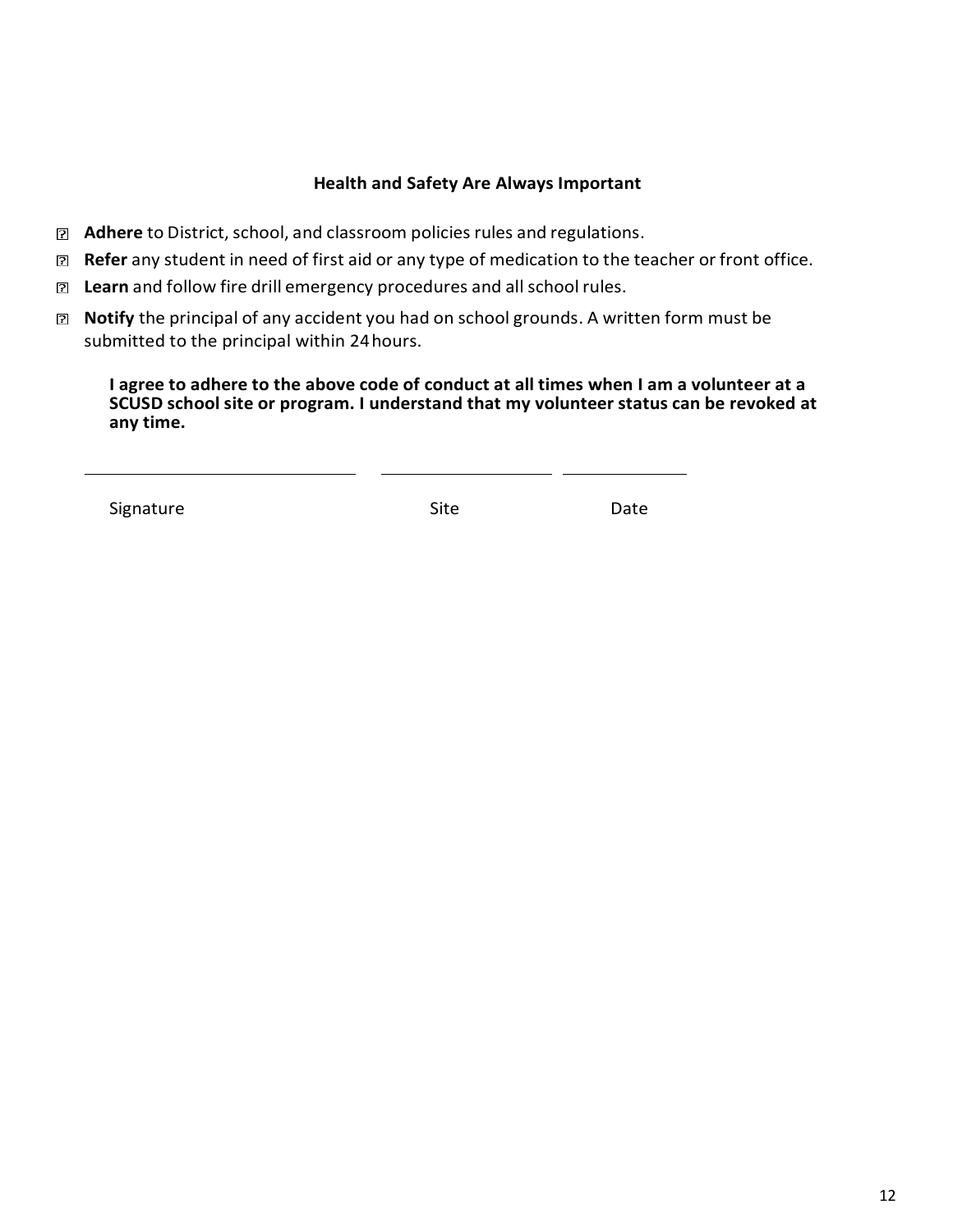### Health and Safety Are Always Important

- **Adhere** to District, school, and classroom policies rules and regulations.
- **Refer** any student in need of first aid or any type of medication to the teacher or front office.
- **Learn** and follow fire drill emergency procedures and all school rules.
- **Notify** the principal of any accident you had on school grounds. A written form must be submitted to the principal within 24 hours.

**I agree to adhere to the above code of conduct at all times when I am a volunteer at a SCUSD school site or program. I understand that my volunteer status can be revoked at any time.**

| \_\_\_\_\_\_\_\_\_\_\_\_\_\_\_\_\_\_\_\_\_\_\_\_\_\_\_\_\_\_ | \_\_\_\_\_\_\_\_\_\_\_\_\_\_\_\_\_\_\_\_ | \_\_\_\_\_\_\_\_\_\_\_\_\_\_ |
|---|---|---|
| Signature | Site | Date |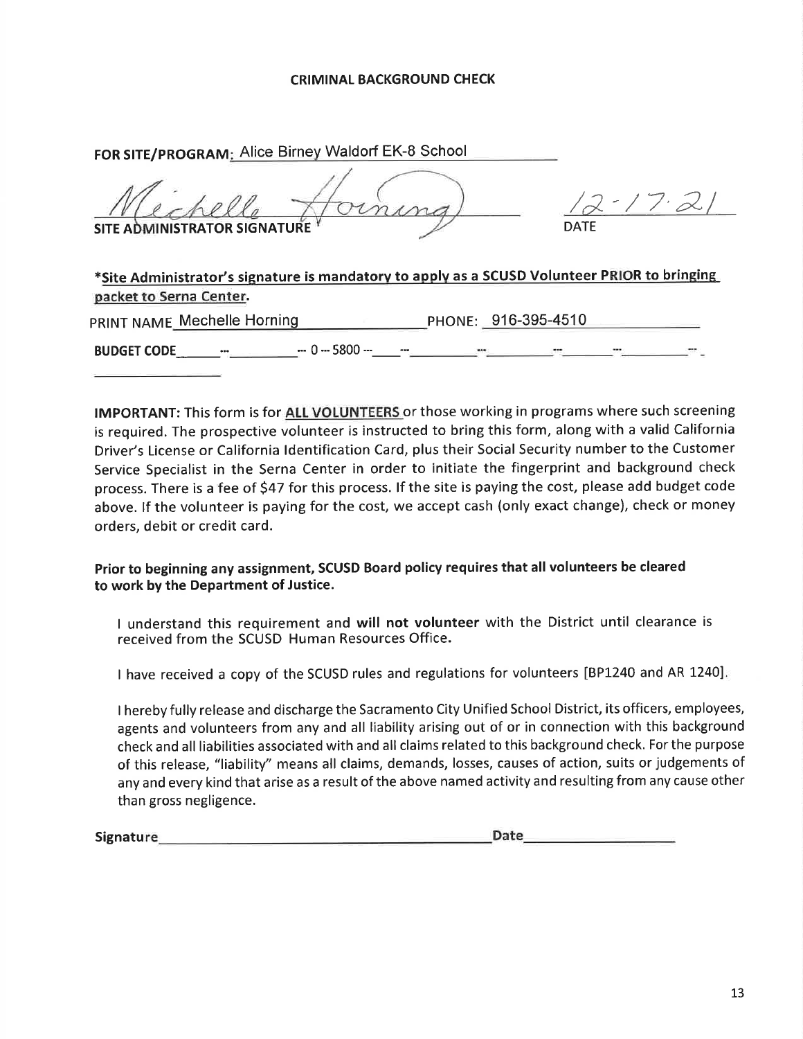**CRIMINAL BACKGROUND CHECK**

**FOR SITE/PROGRAM:** Alice Birney Waldorf EK-8 School

Mechelle Horning

**SITE ADMINISTRATOR SIGNATURE**

12-17-21

**DATE**

**\*Site Administrator's signature is mandatory to apply as a SCUSD Volunteer PRIOR to bringing packet to Serna Center.**

PRINT NAME Mechelle Horning PHONE: 916-395-4510

**BUDGET CODE** ___ --- ___ --- 0 --- 5800 --- ___ --- ___ --- ___ --- ___ --- ___ --- ___

**IMPORTANT:** This form is for **ALL VOLUNTEERS** or those working in programs where such screening is required. The prospective volunteer is instructed to bring this form, along with a valid California Driver's License or California Identification Card, plus their Social Security number to the Customer Service Specialist in the Serna Center in order to initiate the fingerprint and background check process. There is a fee of $47 for this process. If the site is paying the cost, please add budget code above. If the volunteer is paying for the cost, we accept cash (only exact change), check or money orders, debit or credit card.

**Prior to beginning any assignment, SCUSD Board policy requires that all volunteers be cleared to work by the Department of Justice.**

I understand this requirement and **will not volunteer** with the District until clearance is received from the SCUSD Human Resources Office.

I have received a copy of the SCUSD rules and regulations for volunteers [BP1240 and AR 1240].

I hereby fully release and discharge the Sacramento City Unified School District, its officers, employees, agents and volunteers from any and all liability arising out of or in connection with this background check and all liabilities associated with and all claims related to this background check. For the purpose of this release, "liability" means all claims, demands, losses, causes of action, suits or judgements of any and every kind that arise as a result of the above named activity and resulting from any cause other than gross negligence.

**Signature**_______________________________ **Date**_______________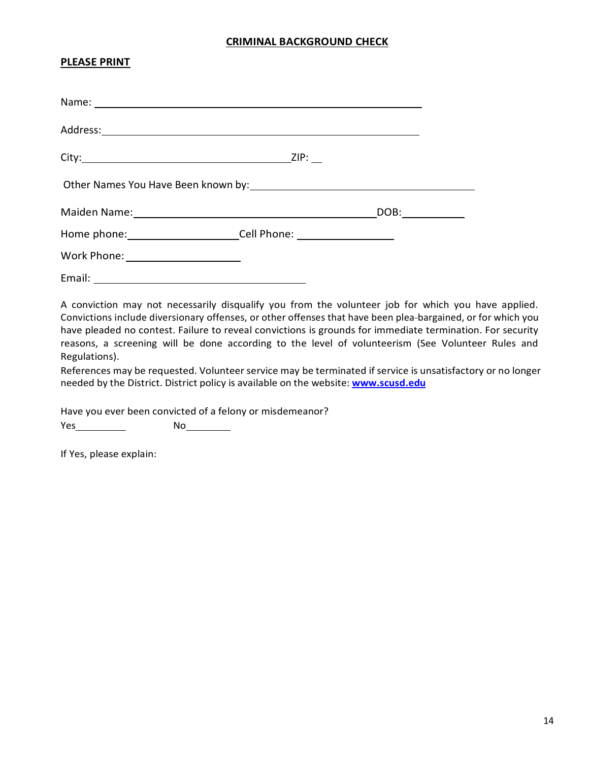## CRIMINAL BACKGROUND CHECK

**PLEASE PRINT**

Name: ______________________________________________

Address: ______________________________________________

City: ______________________________ ZIP: __

Other Names You Have Been known by: ______________________________

Maiden Name: ______________________________ DOB: __________

Home phone: ________________ Cell Phone: ________________

Work Phone: ________________

Email: ______________________________

A conviction may not necessarily disqualify you from the volunteer job for which you have applied. Convictions include diversionary offenses, or other offenses that have been plea-bargained, or for which you have pleaded no contest. Failure to reveal convictions is grounds for immediate termination. For security reasons, a screening will be done according to the level of volunteerism (See Volunteer Rules and Regulations).

References may be requested. Volunteer service may be terminated if service is unsatisfactory or no longer needed by the District. District policy is available on the website: **www.scusd.edu**

Have you ever been convicted of a felony or misdemeanor?

Yes________ No________

If Yes, please explain: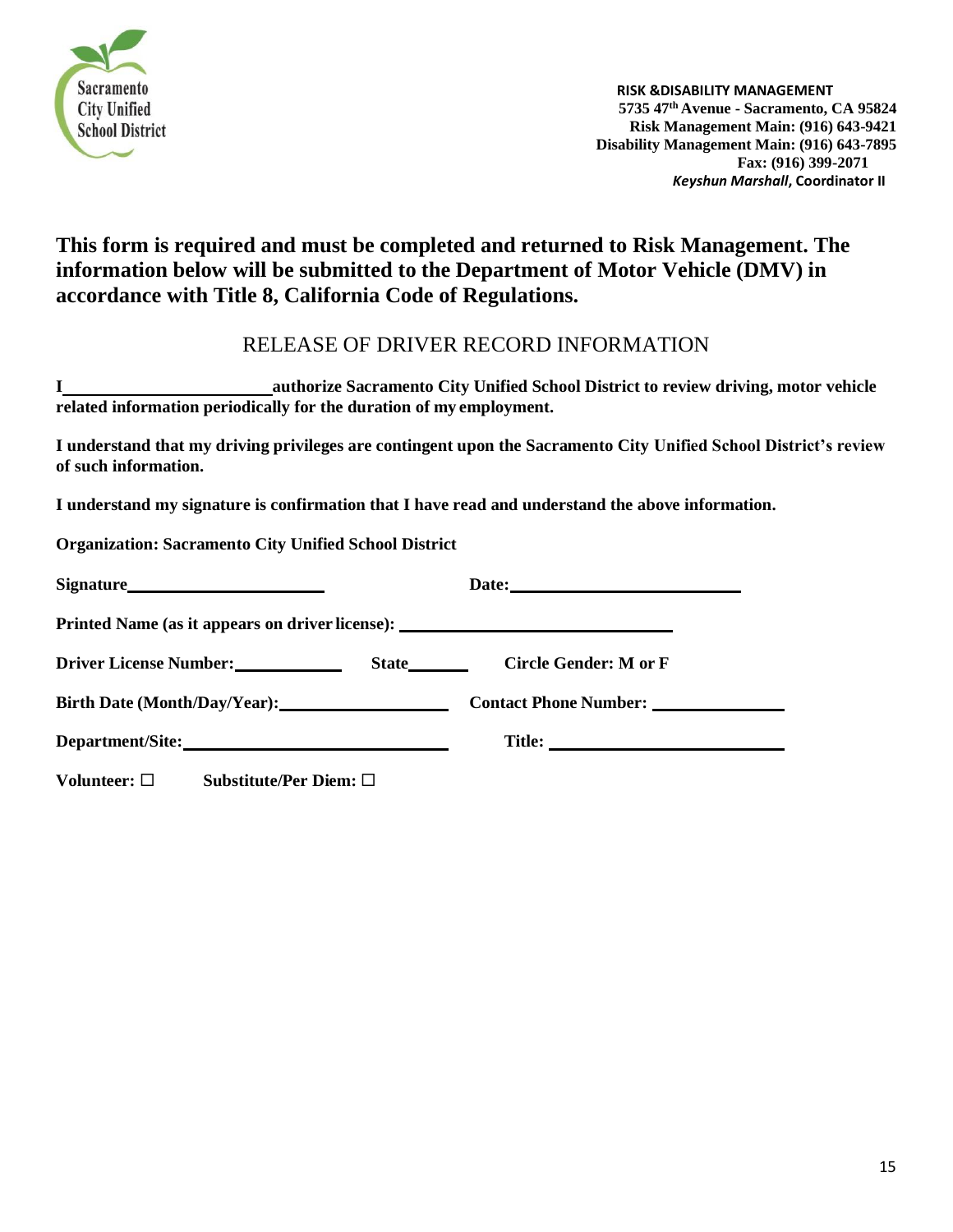Sacramento City Unified School District

**RISK &DISABILITY MANAGEMENT**
**5735 47th Avenue - Sacramento, CA 95824**
**Risk Management Main: (916) 643-9421**
**Disability Management Main: (916) 643-7895**
**Fax: (916) 399-2071**
***Keyshun Marshall*, Coordinator II**

## This form is required and must be completed and returned to Risk Management. The information below will be submitted to the Department of Motor Vehicle (DMV) in accordance with Title 8, California Code of Regulations.

# RELEASE OF DRIVER RECORD INFORMATION

**I ______________________ authorize Sacramento City Unified School District to review driving, motor vehicle related information periodically for the duration of my employment.**

**I understand that my driving privileges are contingent upon the Sacramento City Unified School District's review of such information.**

**I understand my signature is confirmation that I have read and understand the above information.**

**Organization: Sacramento City Unified School District**

**Signature______________________** **Date:__________________________**

**Printed Name (as it appears on driver license): ______________________________**

**Driver License Number:____________** **State_______** **Circle Gender: M or F**

**Birth Date (Month/Day/Year):__________________** **Contact Phone Number: ______________**

**Department/Site:_____________________________** **Title: __________________________**

**Volunteer: ☐** **Substitute/Per Diem: ☐**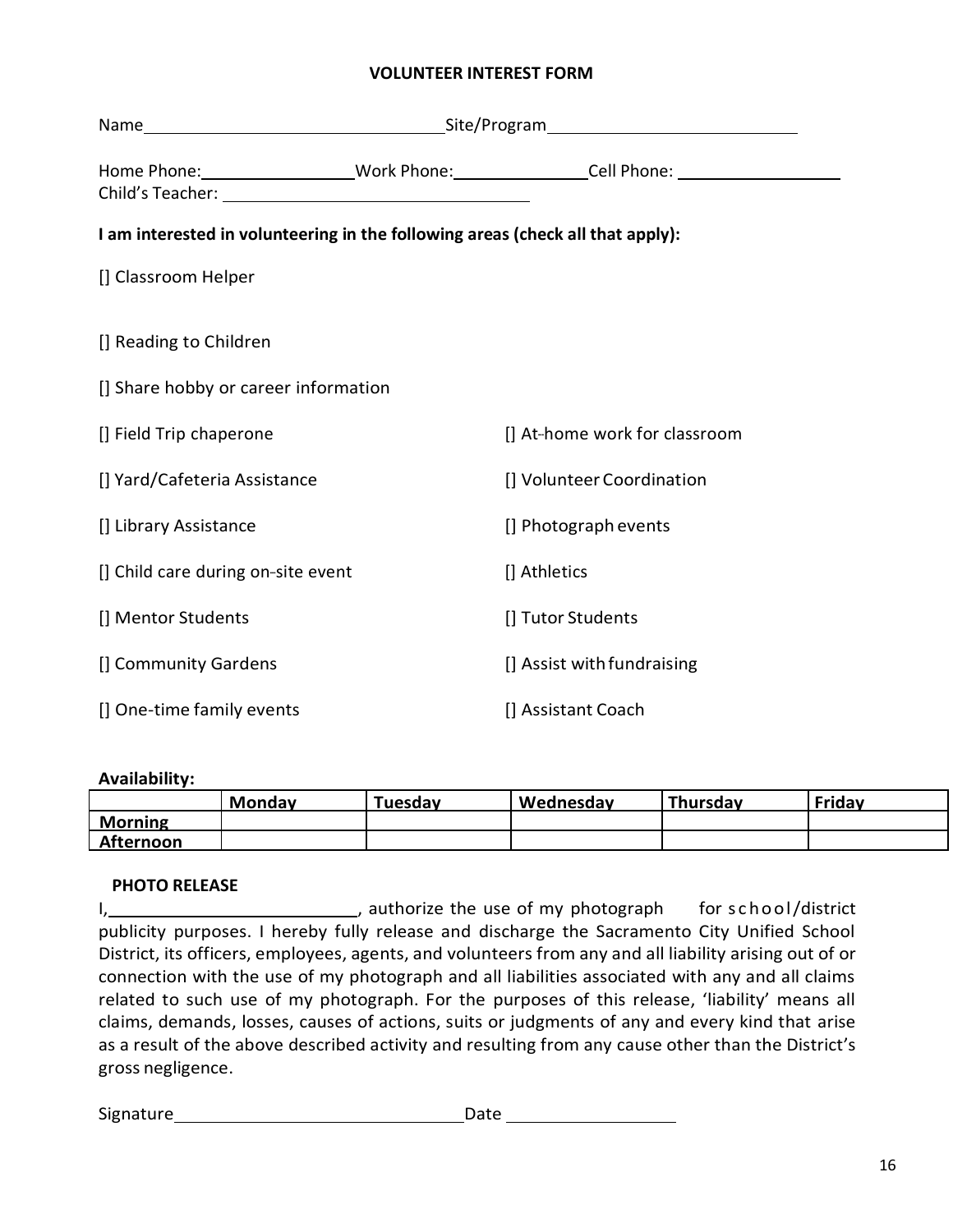# VOLUNTEER INTEREST FORM

Name\_\_\_\_\_\_\_\_\_\_\_\_\_\_\_\_\_\_\_\_\_\_\_\_\_\_\_\_\_\_\_\_ Site/Program\_\_\_\_\_\_\_\_\_\_\_\_\_\_\_\_\_\_\_\_\_\_\_\_\_\_\_\_

Home Phone:\_\_\_\_\_\_\_\_\_\_\_\_\_\_\_\_\_ Work Phone:\_\_\_\_\_\_\_\_\_\_\_\_\_\_\_ Cell Phone: \_\_\_\_\_\_\_\_\_\_\_\_\_\_\_\_\_\_

Child's Teacher: \_\_\_\_\_\_\_\_\_\_\_\_\_\_\_\_\_\_\_\_\_\_\_\_\_\_\_\_\_\_\_\_\_\_\_

**I am interested in volunteering in the following areas (check all that apply):**

[] Classroom Helper

[] Reading to Children

[] Share hobby or career information

[] Field Trip chaperone

[] At-home work for classroom

[] Yard/Cafeteria Assistance

[] Volunteer Coordination

[] Library Assistance

[] Photograph events

[] Child care during on-site event

[] Athletics

[] Mentor Students

[] Tutor Students

[] Community Gardens

[] Assist with fundraising

[] One-time family events

[] Assistant Coach

**Availability:**

| | Monday | Tuesday | Wednesday | Thursday | Friday |
|---|---|---|---|---|---|
| **Morning** | | | | | |
| **Afternoon** | | | | | |

**PHOTO RELEASE**

I,\_\_\_\_\_\_\_\_\_\_\_\_\_\_\_\_\_\_\_\_\_\_\_\_\_\_\_, authorize the use of my photograph for school/district publicity purposes. I hereby fully release and discharge the Sacramento City Unified School District, its officers, employees, agents, and volunteers from any and all liability arising out of or connection with the use of my photograph and all liabilities associated with any and all claims related to such use of my photograph. For the purposes of this release, 'liability' means all claims, demands, losses, causes of actions, suits or judgments of any and every kind that arise as a result of the above described activity and resulting from any cause other than the District's gross negligence.

Signature\_\_\_\_\_\_\_\_\_\_\_\_\_\_\_\_\_\_\_\_\_\_\_\_\_\_\_\_\_\_\_ Date \_\_\_\_\_\_\_\_\_\_\_\_\_\_\_\_\_\_\_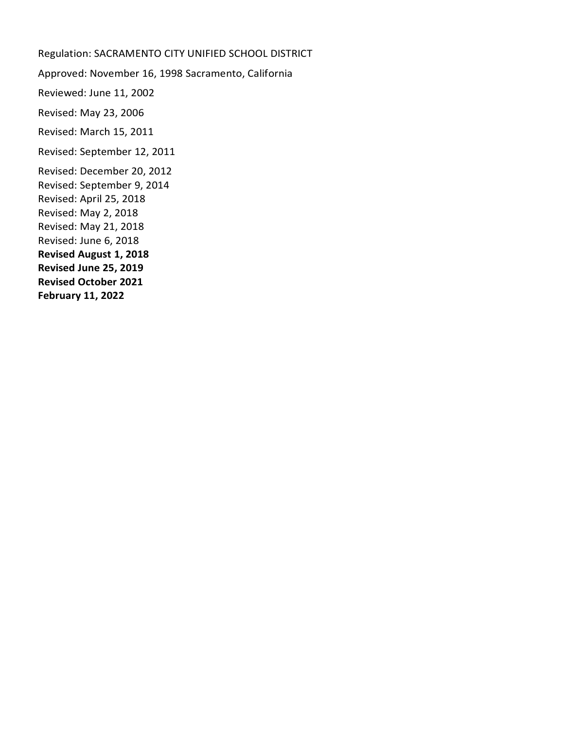Regulation: SACRAMENTO CITY UNIFIED SCHOOL DISTRICT

Approved: November 16, 1998 Sacramento, California

Reviewed: June 11, 2002

Revised: May 23, 2006

Revised: March 15, 2011

Revised: September 12, 2011

Revised: December 20, 2012
Revised: September 9, 2014
Revised: April 25, 2018
Revised: May 2, 2018
Revised: May 21, 2018
Revised: June 6, 2018
**Revised August 1, 2018**
**Revised June 25, 2019**
**Revised October 2021**
**February 11, 2022**